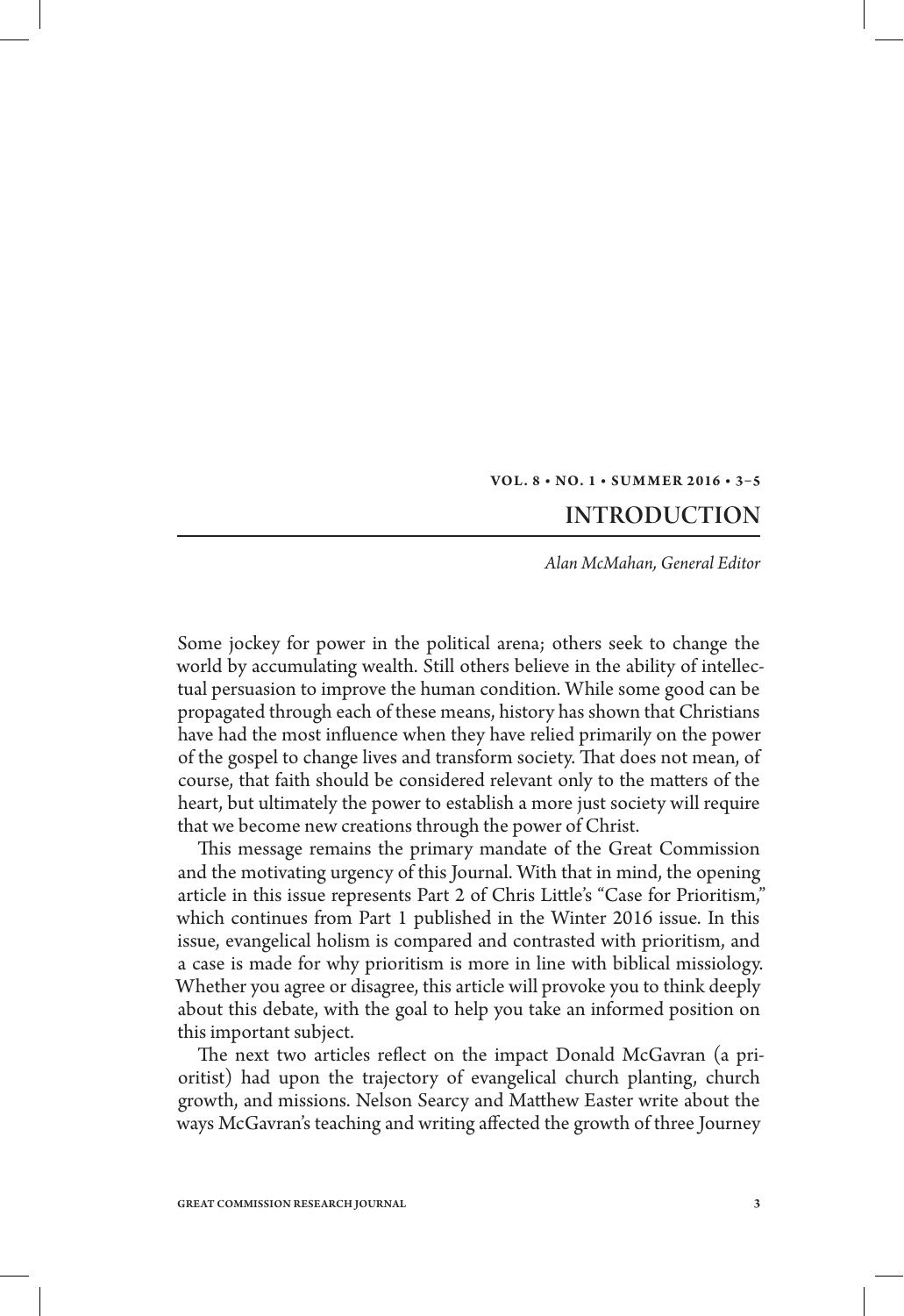# INTRODUCTION

*Alan McMahan, General Editor*

Some jockey for power in the political arena; others seek to change the world by accumulating wealth. Still others believe in the ability of intellectual persuasion to improve the human condition. While some good can be propagated through each of these means, history has shown that Christians have had the most influence when they have relied primarily on the power of the gospel to change lives and transform society. That does not mean, of course, that faith should be considered relevant only to the matters of the heart, but ultimately the power to establish a more just society will require that we become new creations through the power of Christ.

This message remains the primary mandate of the Great Commission and the motivating urgency of this Journal. With that in mind, the opening article in this issue represents Part 2 of Chris Little's "Case for Prioritism," which continues from Part 1 published in the Winter 2016 issue. In this issue, evangelical holism is compared and contrasted with prioritism, and a case is made for why prioritism is more in line with biblical missiology. Whether you agree or disagree, this article will provoke you to think deeply about this debate, with the goal to help you take an informed position on this important subject.

The next two articles reflect on the impact Donald McGavran (a prioritist) had upon the trajectory of evangelical church planting, church growth, and missions. Nelson Searcy and Matthew Easter write about the ways McGavran's teaching and writing affected the growth of three Journey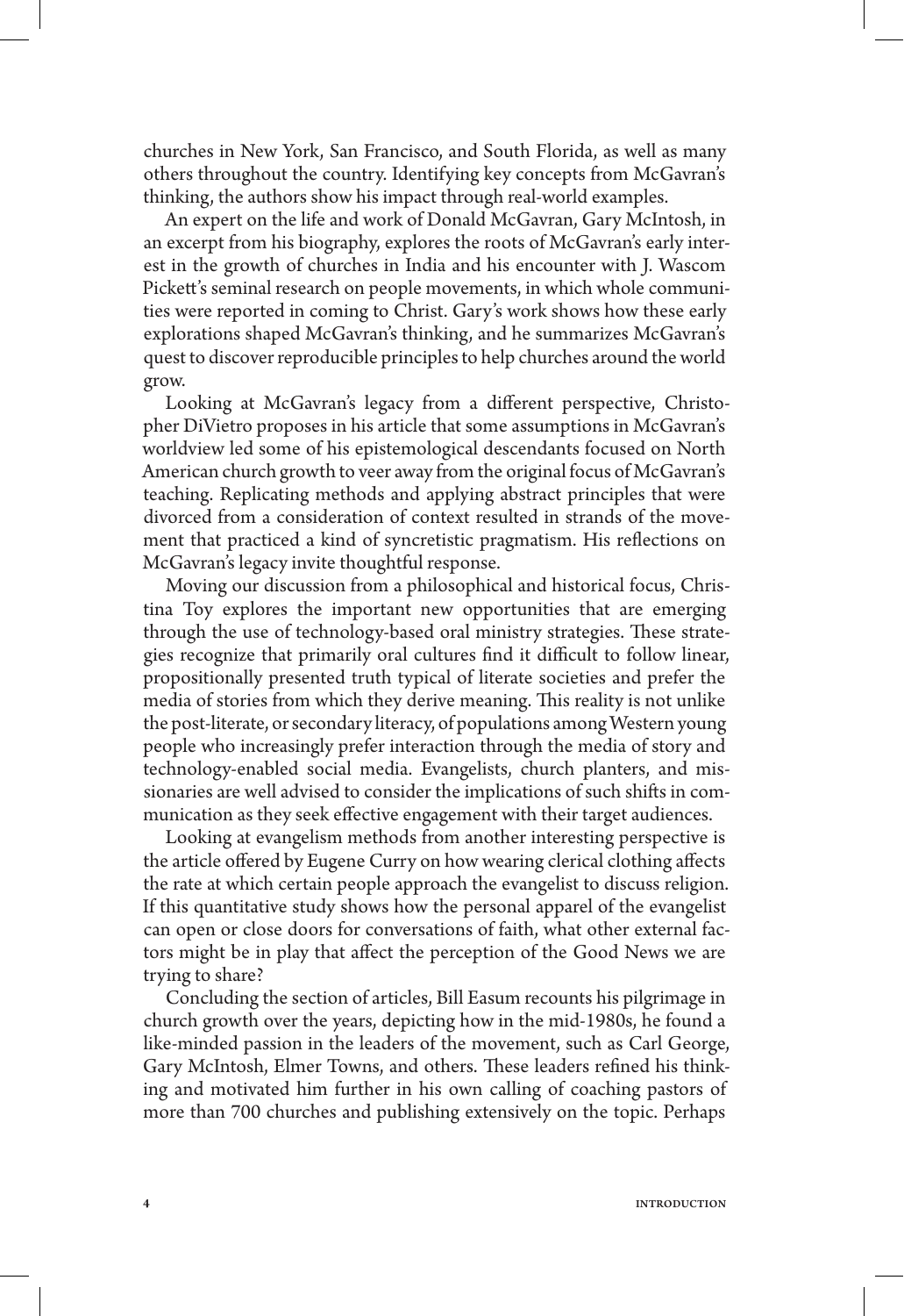churches in New York, San Francisco, and South Florida, as well as many others throughout the country. Identifying key concepts from McGavran's thinking, the authors show his impact through real-world examples.

An expert on the life and work of Donald McGavran, Gary McIntosh, in an excerpt from his biography, explores the roots of McGavran's early interest in the growth of churches in India and his encounter with J. Wascom Pickett's seminal research on people movements, in which whole communities were reported in coming to Christ. Gary's work shows how these early explorations shaped McGavran's thinking, and he summarizes McGavran's quest to discover reproducible principles to help churches around the world grow.

Looking at McGavran's legacy from a different perspective, Christopher DiVietro proposes in his article that some assumptions in McGavran's worldview led some of his epistemological descendants focused on North American church growth to veer away from the original focus of McGavran's teaching. Replicating methods and applying abstract principles that were divorced from a consideration of context resulted in strands of the movement that practiced a kind of syncretistic pragmatism. His reflections on McGavran's legacy invite thoughtful response.

Moving our discussion from a philosophical and historical focus, Christina Toy explores the important new opportunities that are emerging through the use of technology-based oral ministry strategies. These strategies recognize that primarily oral cultures find it difficult to follow linear, propositionally presented truth typical of literate societies and prefer the media of stories from which they derive meaning. This reality is not unlike the post-literate, or secondary literacy, of populations among Western young people who increasingly prefer interaction through the media of story and technology-enabled social media. Evangelists, church planters, and missionaries are well advised to consider the implications of such shifts in communication as they seek effective engagement with their target audiences.

Looking at evangelism methods from another interesting perspective is the article offered by Eugene Curry on how wearing clerical clothing affects the rate at which certain people approach the evangelist to discuss religion. If this quantitative study shows how the personal apparel of the evangelist can open or close doors for conversations of faith, what other external factors might be in play that affect the perception of the Good News we are trying to share?

Concluding the section of articles, Bill Easum recounts his pilgrimage in church growth over the years, depicting how in the mid-1980s, he found a like-minded passion in the leaders of the movement, such as Carl George, Gary McIntosh, Elmer Towns, and others. These leaders refined his thinking and motivated him further in his own calling of coaching pastors of more than 700 churches and publishing extensively on the topic. Perhaps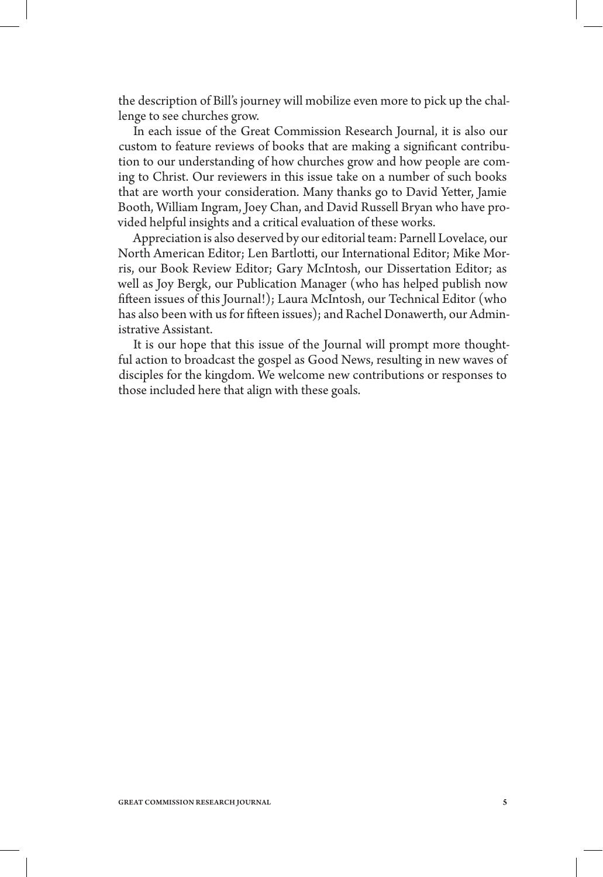the description of Bill's journey will mobilize even more to pick up the challenge to see churches grow.

In each issue of the Great Commission Research Journal, it is also our custom to feature reviews of books that are making a significant contribution to our understanding of how churches grow and how people are coming to Christ. Our reviewers in this issue take on a number of such books that are worth your consideration. Many thanks go to David Yetter, Jamie Booth, William Ingram, Joey Chan, and David Russell Bryan who have provided helpful insights and a critical evaluation of these works.

Appreciation is also deserved by our editorial team: Parnell Lovelace, our North American Editor; Len Bartlotti, our International Editor; Mike Morris, our Book Review Editor; Gary McIntosh, our Dissertation Editor; as well as Joy Bergk, our Publication Manager (who has helped publish now fifteen issues of this Journal!); Laura McIntosh, our Technical Editor (who has also been with us for fifteen issues); and Rachel Donawerth, our Administrative Assistant.

It is our hope that this issue of the Journal will prompt more thoughtful action to broadcast the gospel as Good News, resulting in new waves of disciples for the kingdom. We welcome new contributions or responses to those included here that align with these goals.